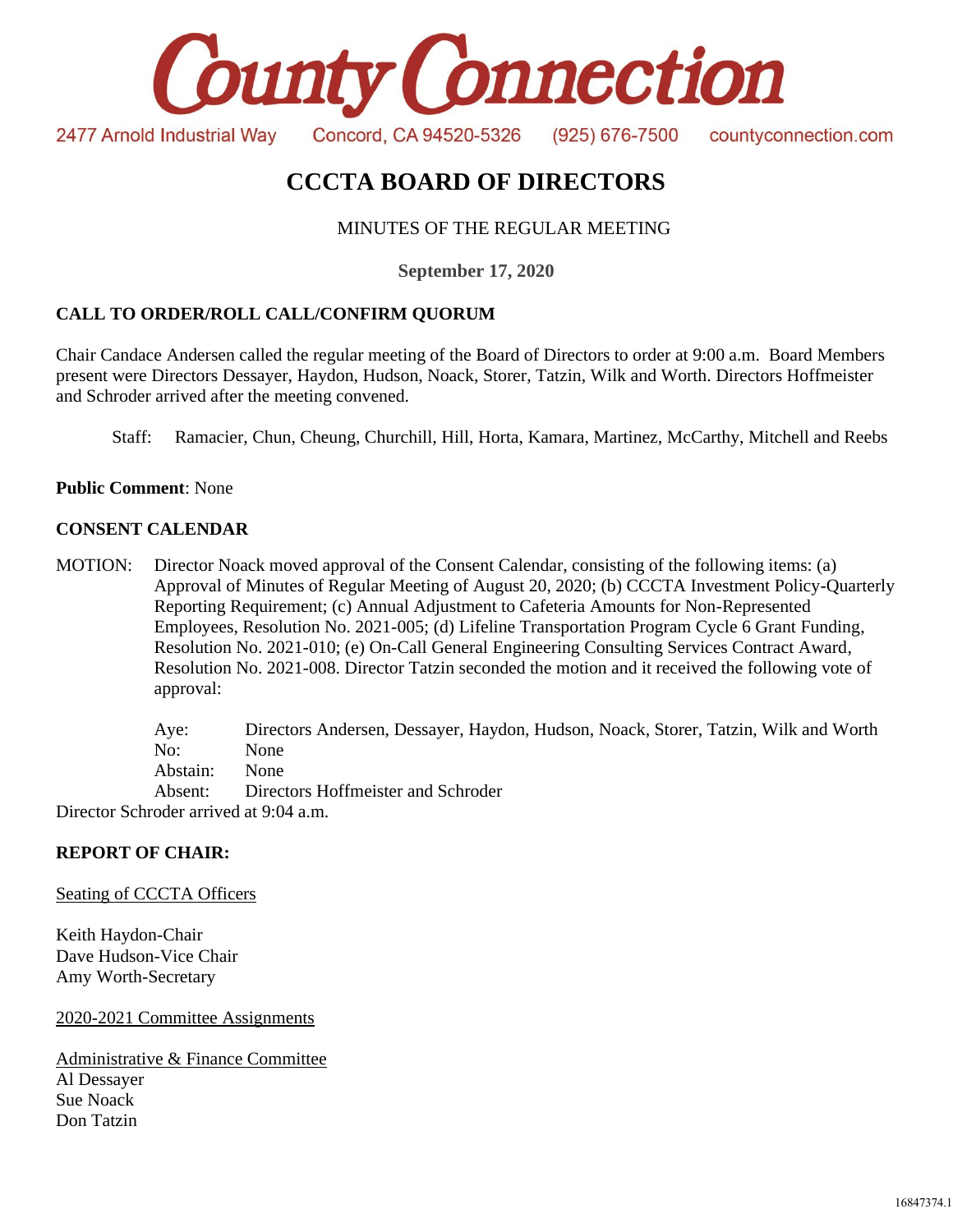# County Connection

2477 Arnold Industrial Way Concord, CA 94520-5326 (925) 676-7500 countyconnection.com

# CCCTA BOARD OF DIRECTORS

MINUTES OF THE REGULAR MEETING

**September 17, 2020**

## CALL TO ORDER/ROLL CALL/CONFIRM QUORUM

Chair Candace Andersen called the regular meeting of the Board of Directors to order at 9:00 a.m. Board Members present were Directors Dessayer, Haydon, Hudson, Noack, Storer, Tatzin, Wilk and Worth. Directors Hoffmeister and Schroder arrived after the meeting convened.

Staff: Ramacier, Chun, Cheung, Churchill, Hill, Horta, Kamara, Martinez, McCarthy, Mitchell and Reebs

**Public Comment**: None

## CONSENT CALENDAR

MOTION: Director Noack moved approval of the Consent Calendar, consisting of the following items: (a) Approval of Minutes of Regular Meeting of August 20, 2020; (b) CCCTA Investment Policy-Quarterly Reporting Requirement; (c) Annual Adjustment to Cafeteria Amounts for Non-Represented Employees, Resolution No. 2021-005; (d) Lifeline Transportation Program Cycle 6 Grant Funding, Resolution No. 2021-010; (e) On-Call General Engineering Consulting Services Contract Award, Resolution No. 2021-008. Director Tatzin seconded the motion and it received the following vote of approval:

Aye: Directors Andersen, Dessayer, Haydon, Hudson, Noack, Storer, Tatzin, Wilk and Worth
No: None
Abstain: None
Absent: Directors Hoffmeister and Schroder

Director Schroder arrived at 9:04 a.m.

## REPORT OF CHAIR:

Seating of CCCTA Officers

Keith Haydon-Chair
Dave Hudson-Vice Chair
Amy Worth-Secretary

2020-2021 Committee Assignments

Administrative & Finance Committee
Al Dessayer
Sue Noack
Don Tatzin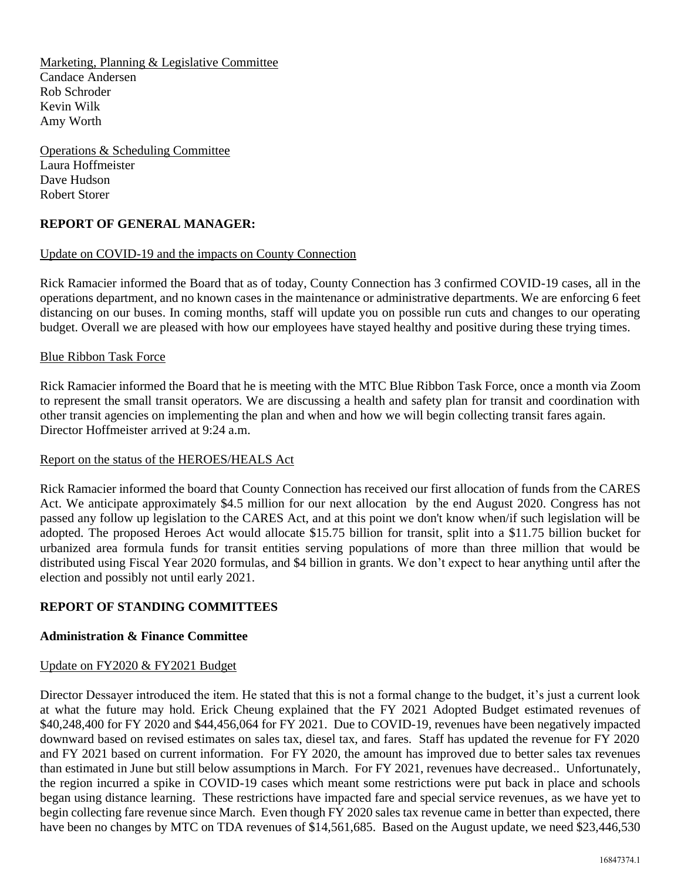Marketing, Planning & Legislative Committee
Candace Andersen
Rob Schroder
Kevin Wilk
Amy Worth

Operations & Scheduling Committee
Laura Hoffmeister
Dave Hudson
Robert Storer

**REPORT OF GENERAL MANAGER:**

Update on COVID-19 and the impacts on County Connection

Rick Ramacier informed the Board that as of today, County Connection has 3 confirmed COVID-19 cases, all in the operations department, and no known cases in the maintenance or administrative departments. We are enforcing 6 feet distancing on our buses. In coming months, staff will update you on possible run cuts and changes to our operating budget. Overall we are pleased with how our employees have stayed healthy and positive during these trying times.

Blue Ribbon Task Force

Rick Ramacier informed the Board that he is meeting with the MTC Blue Ribbon Task Force, once a month via Zoom to represent the small transit operators. We are discussing a health and safety plan for transit and coordination with other transit agencies on implementing the plan and when and how we will begin collecting transit fares again.
Director Hoffmeister arrived at 9:24 a.m.

Report on the status of the HEROES/HEALS Act

Rick Ramacier informed the board that County Connection has received our first allocation of funds from the CARES Act. We anticipate approximately $4.5 million for our next allocation by the end August 2020. Congress has not passed any follow up legislation to the CARES Act, and at this point we don't know when/if such legislation will be adopted. The proposed Heroes Act would allocate $15.75 billion for transit, split into a $11.75 billion bucket for urbanized area formula funds for transit entities serving populations of more than three million that would be distributed using Fiscal Year 2020 formulas, and $4 billion in grants. We don't expect to hear anything until after the election and possibly not until early 2021.

**REPORT OF STANDING COMMITTEES**

**Administration & Finance Committee**

Update on FY2020 & FY2021 Budget

Director Dessayer introduced the item. He stated that this is not a formal change to the budget, it's just a current look at what the future may hold. Erick Cheung explained that the FY 2021 Adopted Budget estimated revenues of $40,248,400 for FY 2020 and $44,456,064 for FY 2021. Due to COVID-19, revenues have been negatively impacted downward based on revised estimates on sales tax, diesel tax, and fares. Staff has updated the revenue for FY 2020 and FY 2021 based on current information. For FY 2020, the amount has improved due to better sales tax revenues than estimated in June but still below assumptions in March. For FY 2021, revenues have decreased.. Unfortunately, the region incurred a spike in COVID-19 cases which meant some restrictions were put back in place and schools began using distance learning. These restrictions have impacted fare and special service revenues, as we have yet to begin collecting fare revenue since March. Even though FY 2020 sales tax revenue came in better than expected, there have been no changes by MTC on TDA revenues of $14,561,685. Based on the August update, we need $23,446,530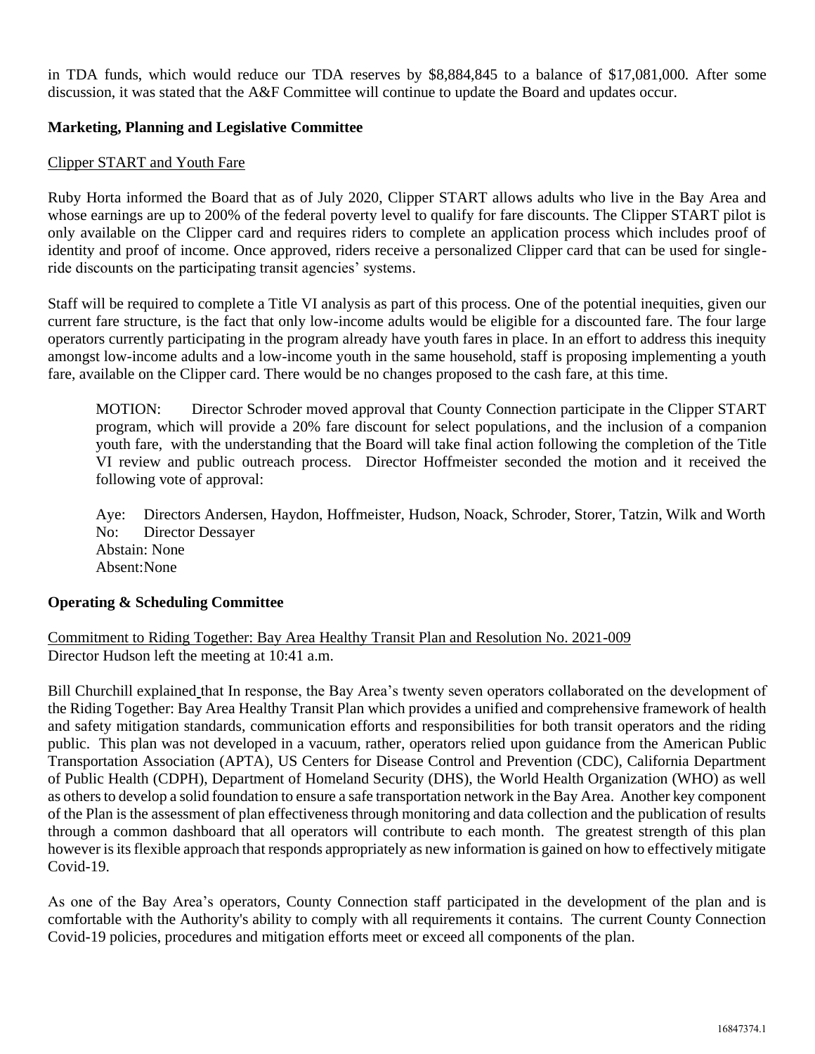in TDA funds, which would reduce our TDA reserves by $8,884,845 to a balance of $17,081,000. After some discussion, it was stated that the A&F Committee will continue to update the Board and updates occur.

**Marketing, Planning and Legislative Committee**

Clipper START and Youth Fare

Ruby Horta informed the Board that as of July 2020, Clipper START allows adults who live in the Bay Area and whose earnings are up to 200% of the federal poverty level to qualify for fare discounts. The Clipper START pilot is only available on the Clipper card and requires riders to complete an application process which includes proof of identity and proof of income. Once approved, riders receive a personalized Clipper card that can be used for single-ride discounts on the participating transit agencies' systems.

Staff will be required to complete a Title VI analysis as part of this process. One of the potential inequities, given our current fare structure, is the fact that only low-income adults would be eligible for a discounted fare. The four large operators currently participating in the program already have youth fares in place. In an effort to address this inequity amongst low-income adults and a low-income youth in the same household, staff is proposing implementing a youth fare, available on the Clipper card. There would be no changes proposed to the cash fare, at this time.

> MOTION: Director Schroder moved approval that County Connection participate in the Clipper START program, which will provide a 20% fare discount for select populations, and the inclusion of a companion youth fare, with the understanding that the Board will take final action following the completion of the Title VI review and public outreach process. Director Hoffmeister seconded the motion and it received the following vote of approval:
>
> Aye: Directors Andersen, Haydon, Hoffmeister, Hudson, Noack, Schroder, Storer, Tatzin, Wilk and Worth
> No: Director Dessayer
> Abstain: None
> Absent: None

**Operating & Scheduling Committee**

Commitment to Riding Together: Bay Area Healthy Transit Plan and Resolution No. 2021-009
Director Hudson left the meeting at 10:41 a.m.

Bill Churchill explained that In response, the Bay Area's twenty seven operators collaborated on the development of the Riding Together: Bay Area Healthy Transit Plan which provides a unified and comprehensive framework of health and safety mitigation standards, communication efforts and responsibilities for both transit operators and the riding public. This plan was not developed in a vacuum, rather, operators relied upon guidance from the American Public Transportation Association (APTA), US Centers for Disease Control and Prevention (CDC), California Department of Public Health (CDPH), Department of Homeland Security (DHS), the World Health Organization (WHO) as well as others to develop a solid foundation to ensure a safe transportation network in the Bay Area. Another key component of the Plan is the assessment of plan effectiveness through monitoring and data collection and the publication of results through a common dashboard that all operators will contribute to each month. The greatest strength of this plan however is its flexible approach that responds appropriately as new information is gained on how to effectively mitigate Covid-19.

As one of the Bay Area's operators, County Connection staff participated in the development of the plan and is comfortable with the Authority's ability to comply with all requirements it contains. The current County Connection Covid-19 policies, procedures and mitigation efforts meet or exceed all components of the plan.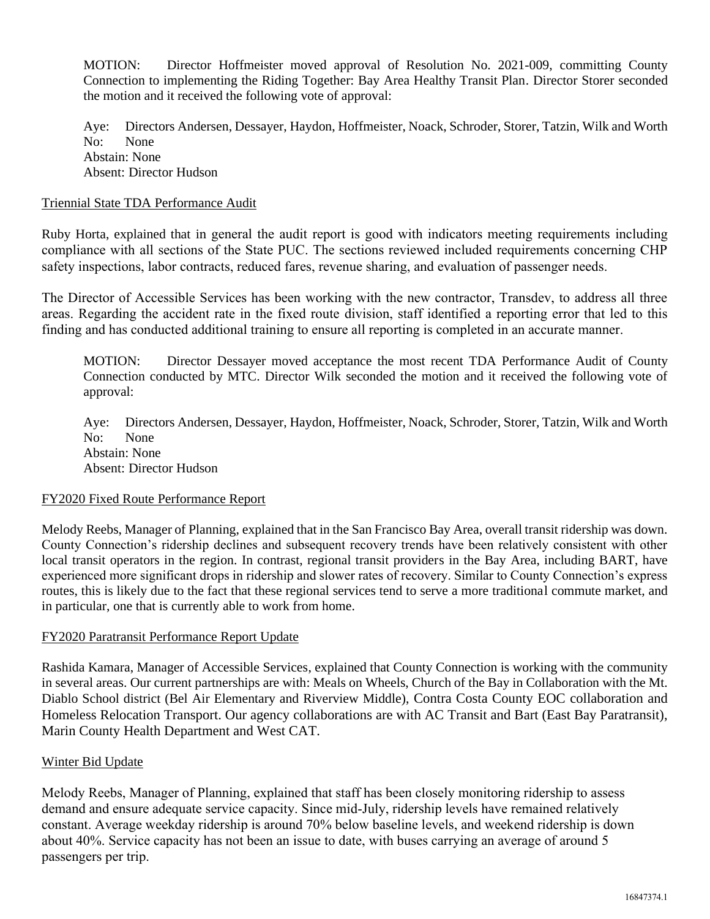MOTION: Director Hoffmeister moved approval of Resolution No. 2021-009, committing County Connection to implementing the Riding Together: Bay Area Healthy Transit Plan. Director Storer seconded the motion and it received the following vote of approval:

Aye: Directors Andersen, Dessayer, Haydon, Hoffmeister, Noack, Schroder, Storer, Tatzin, Wilk and Worth
No: None
Abstain: None
Absent: Director Hudson

Triennial State TDA Performance Audit

Ruby Horta, explained that in general the audit report is good with indicators meeting requirements including compliance with all sections of the State PUC. The sections reviewed included requirements concerning CHP safety inspections, labor contracts, reduced fares, revenue sharing, and evaluation of passenger needs.

The Director of Accessible Services has been working with the new contractor, Transdev, to address all three areas. Regarding the accident rate in the fixed route division, staff identified a reporting error that led to this finding and has conducted additional training to ensure all reporting is completed in an accurate manner.

MOTION: Director Dessayer moved acceptance the most recent TDA Performance Audit of County Connection conducted by MTC. Director Wilk seconded the motion and it received the following vote of approval:

Aye: Directors Andersen, Dessayer, Haydon, Hoffmeister, Noack, Schroder, Storer, Tatzin, Wilk and Worth
No: None
Abstain: None
Absent: Director Hudson

FY2020 Fixed Route Performance Report

Melody Reebs, Manager of Planning, explained that in the San Francisco Bay Area, overall transit ridership was down. County Connection's ridership declines and subsequent recovery trends have been relatively consistent with other local transit operators in the region. In contrast, regional transit providers in the Bay Area, including BART, have experienced more significant drops in ridership and slower rates of recovery. Similar to County Connection's express routes, this is likely due to the fact that these regional services tend to serve a more traditional commute market, and in particular, one that is currently able to work from home.

FY2020 Paratransit Performance Report Update

Rashida Kamara, Manager of Accessible Services, explained that County Connection is working with the community in several areas. Our current partnerships are with: Meals on Wheels, Church of the Bay in Collaboration with the Mt. Diablo School district (Bel Air Elementary and Riverview Middle), Contra Costa County EOC collaboration and Homeless Relocation Transport. Our agency collaborations are with AC Transit and Bart (East Bay Paratransit), Marin County Health Department and West CAT.

Winter Bid Update

Melody Reebs, Manager of Planning, explained that staff has been closely monitoring ridership to assess demand and ensure adequate service capacity. Since mid-July, ridership levels have remained relatively constant. Average weekday ridership is around 70% below baseline levels, and weekend ridership is down about 40%. Service capacity has not been an issue to date, with buses carrying an average of around 5 passengers per trip.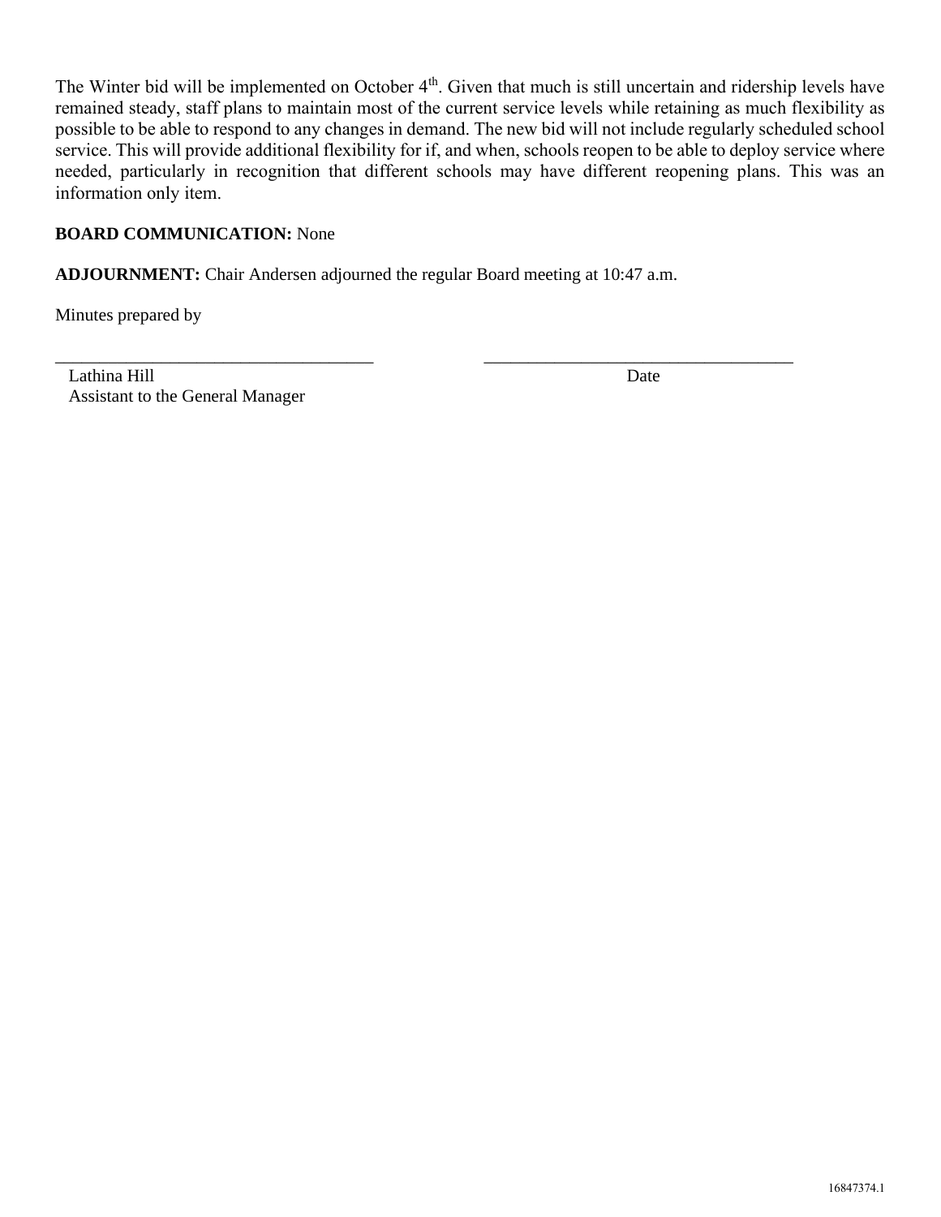The Winter bid will be implemented on October 4th. Given that much is still uncertain and ridership levels have remained steady, staff plans to maintain most of the current service levels while retaining as much flexibility as possible to be able to respond to any changes in demand. The new bid will not include regularly scheduled school service. This will provide additional flexibility for if, and when, schools reopen to be able to deploy service where needed, particularly in recognition that different schools may have different reopening plans. This was an information only item.

**BOARD COMMUNICATION:** None

**ADJOURNMENT:** Chair Andersen adjourned the regular Board meeting at 10:47 a.m.

Minutes prepared by

\_\_\_\_\_\_\_\_\_\_\_\_\_\_\_\_\_\_\_\_\_\_\_\_\_\_\_\_\_\_\_\_\_\_\_\_ \_\_\_\_\_\_\_\_\_\_\_\_\_\_\_\_\_\_\_\_\_\_\_\_\_\_\_\_\_\_\_\_\_\_\_\_

Lathina Hill  
Assistant to the General Manager

Date

16847374.1